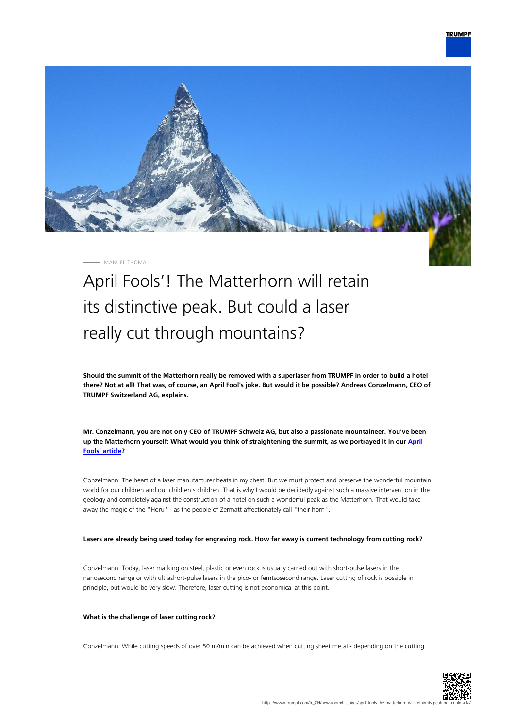MANUEL THOMÄ

# April Fools'! The Matterhorn will retain its distinctive peak. But could a laser really cut through mountains?

**Should the summit of the Matterhorn really be removed with a superlaser from TRUMPF in order to build a hotel there? Not at all! That was, of course, an April Fool's joke. But would it be possible? Andreas Conzelmann, CEO of TRUMPF Switzerland AG, explains.**

**Mr. Conzelmann, you are not only CEO of TRUMPF Schweiz AG, but also a passionate mountaineer. You've been up the Matterhorn yourself: What would you think of straightening the summit, as we portrayed it in our [April Fools' article](#)?**

Conzelmann: The heart of a laser manufacturer beats in my chest. But we must protect and preserve the wonderful mountain world for our children and our children's children. That is why I would be decidedly against such a massive intervention in the geology and completely against the construction of a hotel on such a wonderful peak as the Matterhorn. That would take away the magic of the "Horu" - as the people of Zermatt affectionately call "their horn".

**Lasers are already being used today for engraving rock. How far away is current technology from cutting rock?**

Conzelmann: Today, laser marking on steel, plastic or even rock is usually carried out with short-pulse lasers in the nanosecond range or with ultrashort-pulse lasers in the pico- or femtsosecond range. Laser cutting of rock is possible in principle, but would be very slow. Therefore, laser cutting is not economical at this point.

**What is the challenge of laser cutting rock?**

Conzelmann: While cutting speeds of over 50 m/min can be achieved when cutting sheet metal - depending on the cutting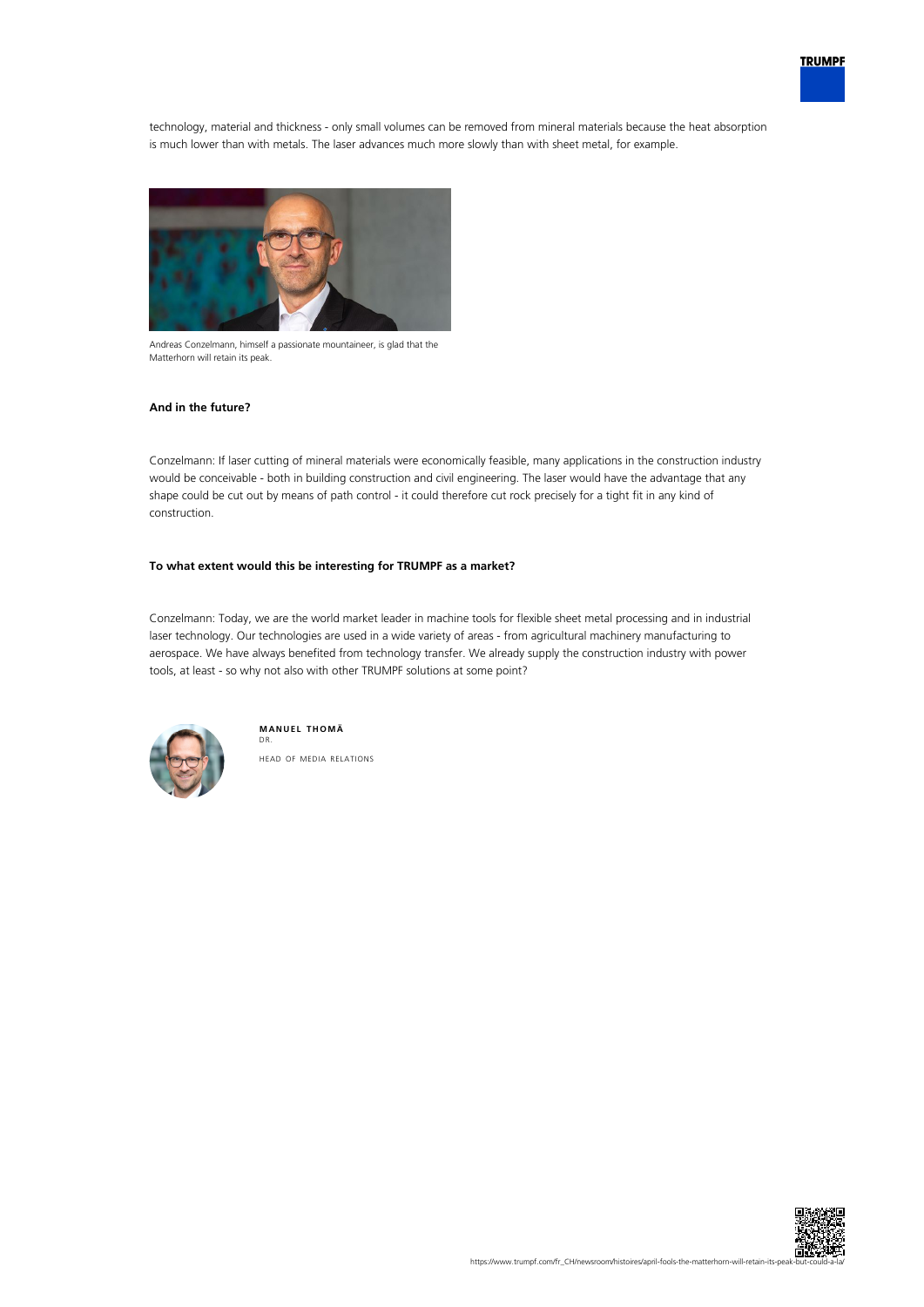technology, material and thickness - only small volumes can be removed from mineral materials because the heat absorption is much lower than with metals. The laser advances much more slowly than with sheet metal, for example.

Andreas Conzelmann, himself a passionate mountaineer, is glad that the Matterhorn will retain its peak.

**And in the future?**

Conzelmann: If laser cutting of mineral materials were economically feasible, many applications in the construction industry would be conceivable - both in building construction and civil engineering. The laser would have the advantage that any shape could be cut out by means of path control - it could therefore cut rock precisely for a tight fit in any kind of construction.

**To what extent would this be interesting for TRUMPF as a market?**

Conzelmann: Today, we are the world market leader in machine tools for flexible sheet metal processing and in industrial laser technology. Our technologies are used in a wide variety of areas - from agricultural machinery manufacturing to aerospace. We have always benefited from technology transfer. We already supply the construction industry with power tools, at least - so why not also with other TRUMPF solutions at some point?

**MANUEL THOMÄ**
DR.
HEAD OF MEDIA RELATIONS